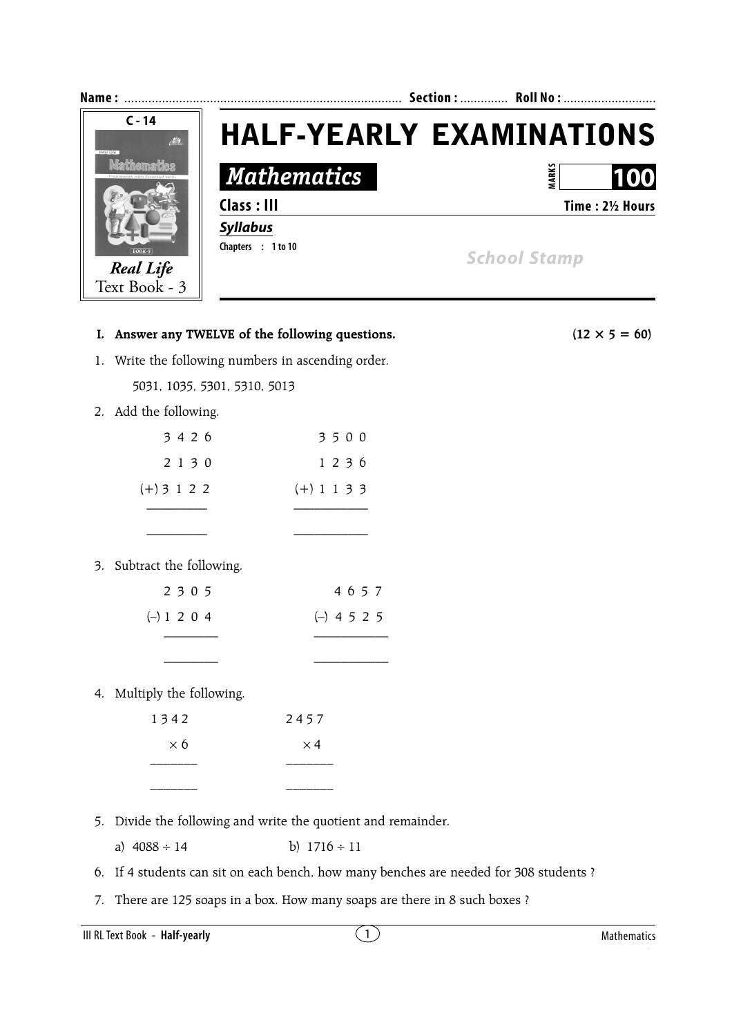**Name :** ................................................................................ **Section :** ............. **Roll No :** ..........................

C - 14

*Real Life*
Text Book - 3

# HALF-YEARLY EXAMINATIONS

## *Mathematics*

**MARKS** **100**

**Class : III** **Time : 2½ Hours**

***Syllabus***

**Chapters : 1 to 10**

*School Stamp*

---

**I. Answer any TWELVE of the following questions.** **(12 × 5 = 60)**

1. Write the following numbers in ascending order.

   5031, 1035, 5301, 5310, 5013

2. Add the following.

```
     3 4 2 6          3 5 0 0
     2 1 3 0          1 2 3 6
 (+) 3 1 2 2      (+) 1 1 3 3
   _________        _________

   _________        _________
```

3. Subtract the following.

```
     2 3 0 5          4 6 5 7
 (–) 1 2 0 4      (–) 4 5 2 5
   _________        _________

   _________        _________
```

4. Multiply the following.

```
   1 3 4 2        2 4 5 7
       × 6            × 4
   _______        _______

   _______        _______
```

5. Divide the following and write the quotient and remainder.

   a) 4088 ÷ 14 b) 1716 ÷ 11

6. If 4 students can sit on each bench, how many benches are needed for 308 students ?

7. There are 125 soaps in a box. How many soaps are there in 8 such boxes ?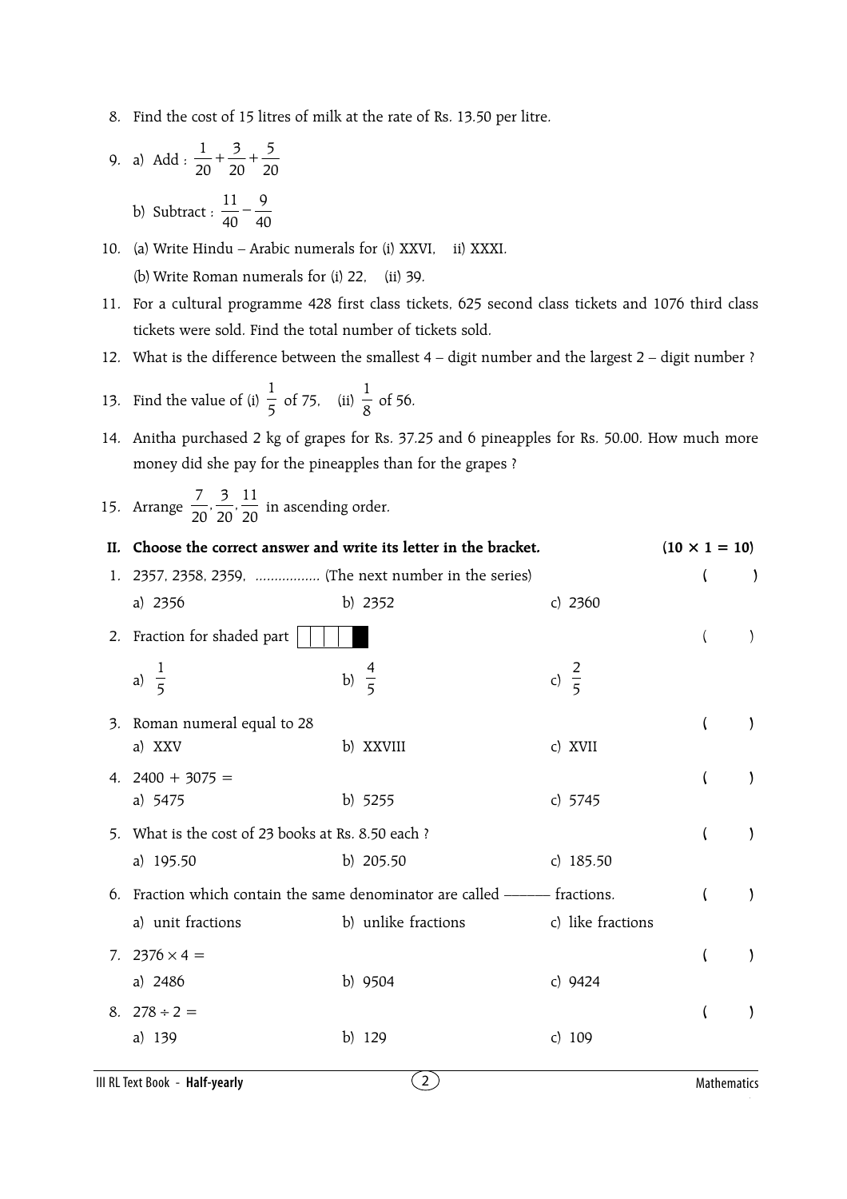8. Find the cost of 15 litres of milk at the rate of Rs. 13.50 per litre.

9. a) Add : $\frac{1}{20}+\frac{3}{20}+\frac{5}{20}$

   b) Subtract : $\frac{11}{40}-\frac{9}{40}$

10. (a) Write Hindu – Arabic numerals for (i) XXVI, ii) XXXI.

    (b) Write Roman numerals for (i) 22, (ii) 39.

11. For a cultural programme 428 first class tickets, 625 second class tickets and 1076 third class tickets were sold. Find the total number of tickets sold.

12. What is the difference between the smallest 4 – digit number and the largest 2 – digit number ?

13. Find the value of (i) $\frac{1}{5}$ of 75, (ii) $\frac{1}{8}$ of 56.

14. Anitha purchased 2 kg of grapes for Rs. 37.25 and 6 pineapples for Rs. 50.00. How much more money did she pay for the pineapples than for the grapes ?

15. Arrange $\frac{7}{20}, \frac{3}{20}, \frac{11}{20}$ in ascending order.

## II. Choose the correct answer and write its letter in the bracket. (10 × 1 = 10)

1. 2357, 2358, 2359, ................. (The next number in the series) ( )

   a) 2356 b) 2352 c) 2360

2. Fraction for shaded part ( )

   a) $\frac{1}{5}$ b) $\frac{4}{5}$ c) $\frac{2}{5}$

3. Roman numeral equal to 28 ( )

   a) XXV b) XXVIII c) XVII

4. 2400 + 3075 = ( )

   a) 5475 b) 5255 c) 5745

5. What is the cost of 23 books at Rs. 8.50 each ? ( )

   a) 195.50 b) 205.50 c) 185.50

6. Fraction which contain the same denominator are called ——— fractions. ( )

   a) unit fractions b) unlike fractions c) like fractions

7. $2376 \times 4 =$ ( )

   a) 2486 b) 9504 c) 9424

8. $278 \div 2 =$ ( )

   a) 139 b) 129 c) 109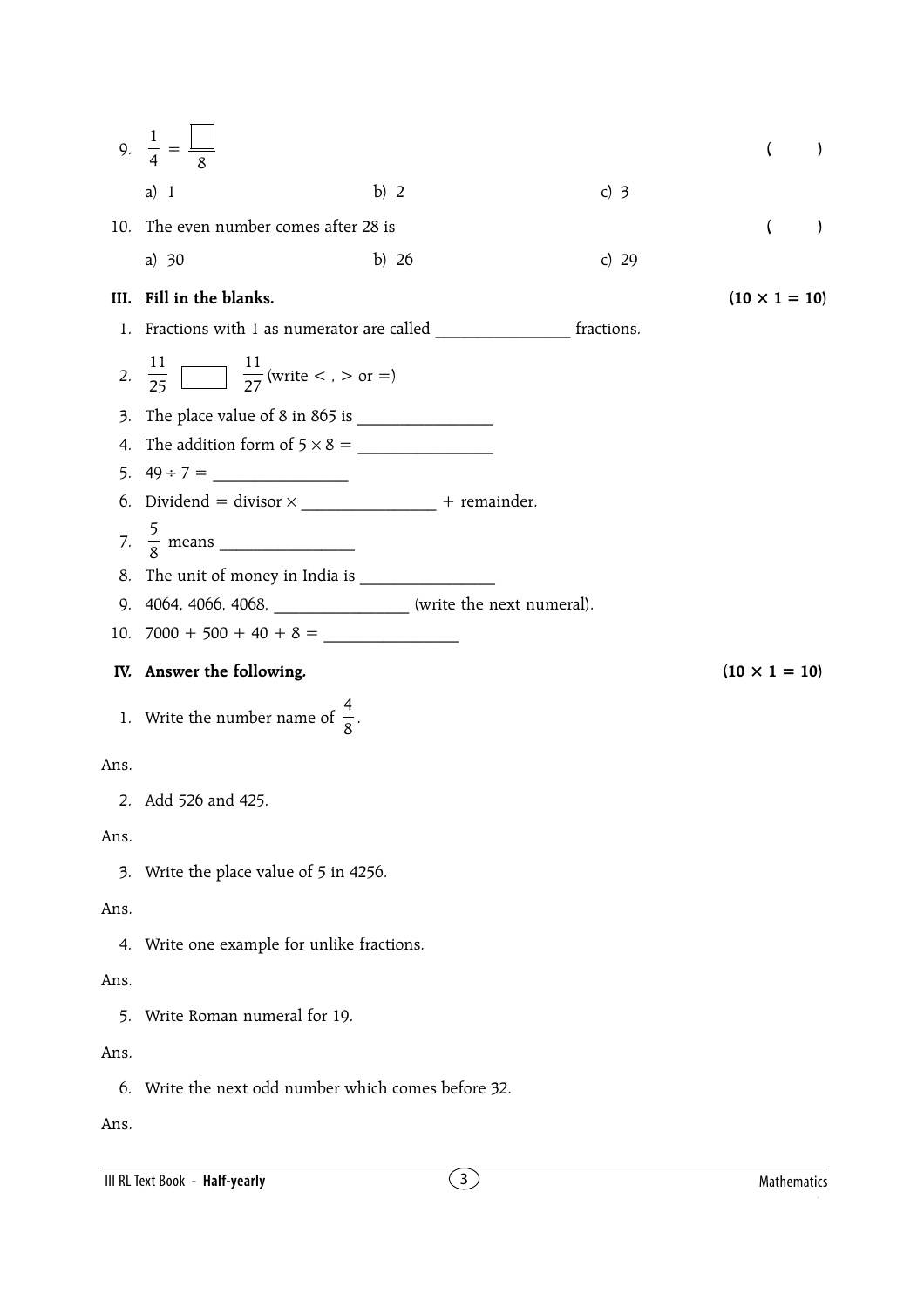9. $\frac{1}{4} = \frac{\square}{8}$ ( )

   a) 1 b) 2 c) 3

10. The even number comes after 28 is ( )

   a) 30 b) 26 c) 29

## III. Fill in the blanks. (10 × 1 = 10)

1. Fractions with 1 as numerator are called _______________ fractions.
2. $\frac{11}{25}$ $\square$ $\frac{11}{27}$ (write < , > or =)
3. The place value of 8 in 865 is _______________
4. The addition form of $5 \times 8$ = _______________
5. $49 \div 7$ = _______________
6. Dividend = divisor × _______________ + remainder.
7. $\frac{5}{8}$ means _______________
8. The unit of money in India is _______________
9. 4064, 4066, 4068, _______________ (write the next numeral).
10. 7000 + 500 + 40 + 8 = _______________

## IV. Answer the following. (10 × 1 = 10)

1. Write the number name of $\frac{4}{8}$.

Ans.

2. Add 526 and 425.

Ans.

3. Write the place value of 5 in 4256.

Ans.

4. Write one example for unlike fractions.

Ans.

5. Write Roman numeral for 19.

Ans.

6. Write the next odd number which comes before 32.

Ans.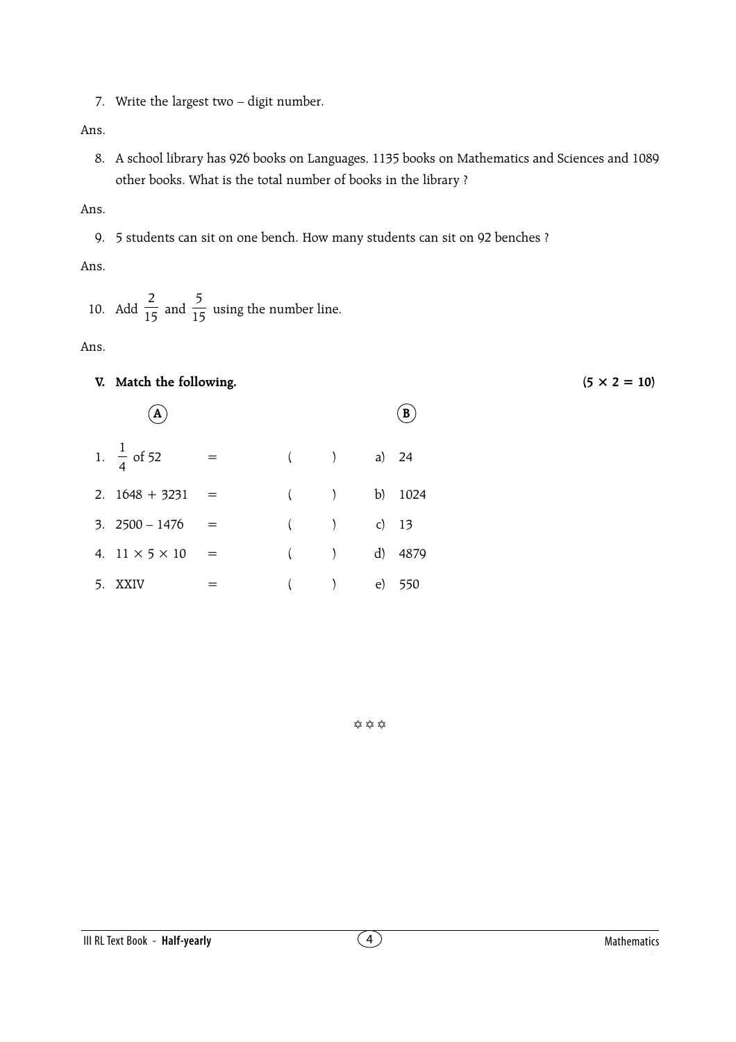7. Write the largest two – digit number.

Ans.

8. A school library has 926 books on Languages, 1135 books on Mathematics and Sciences and 1089 other books. What is the total number of books in the library ?

Ans.

9. 5 students can sit on one bench. How many students can sit on 92 benches ?

Ans.

10. Add $\frac{2}{15}$ and $\frac{5}{15}$ using the number line.

Ans.

**V. Match the following.** **(5 × 2 = 10)**

| A | | | B |
|---|---|---|---|
| 1. $\frac{1}{4}$ of 52 | = | (   ) | a) 24 |
| 2. 1648 + 3231 | = | (   ) | b) 1024 |
| 3. 2500 – 1476 | = | (   ) | c) 13 |
| 4. $11 \times 5 \times 10$ | = | (   ) | d) 4879 |
| 5. XXIV | = | (   ) | e) 550 |

✡ ✡ ✡